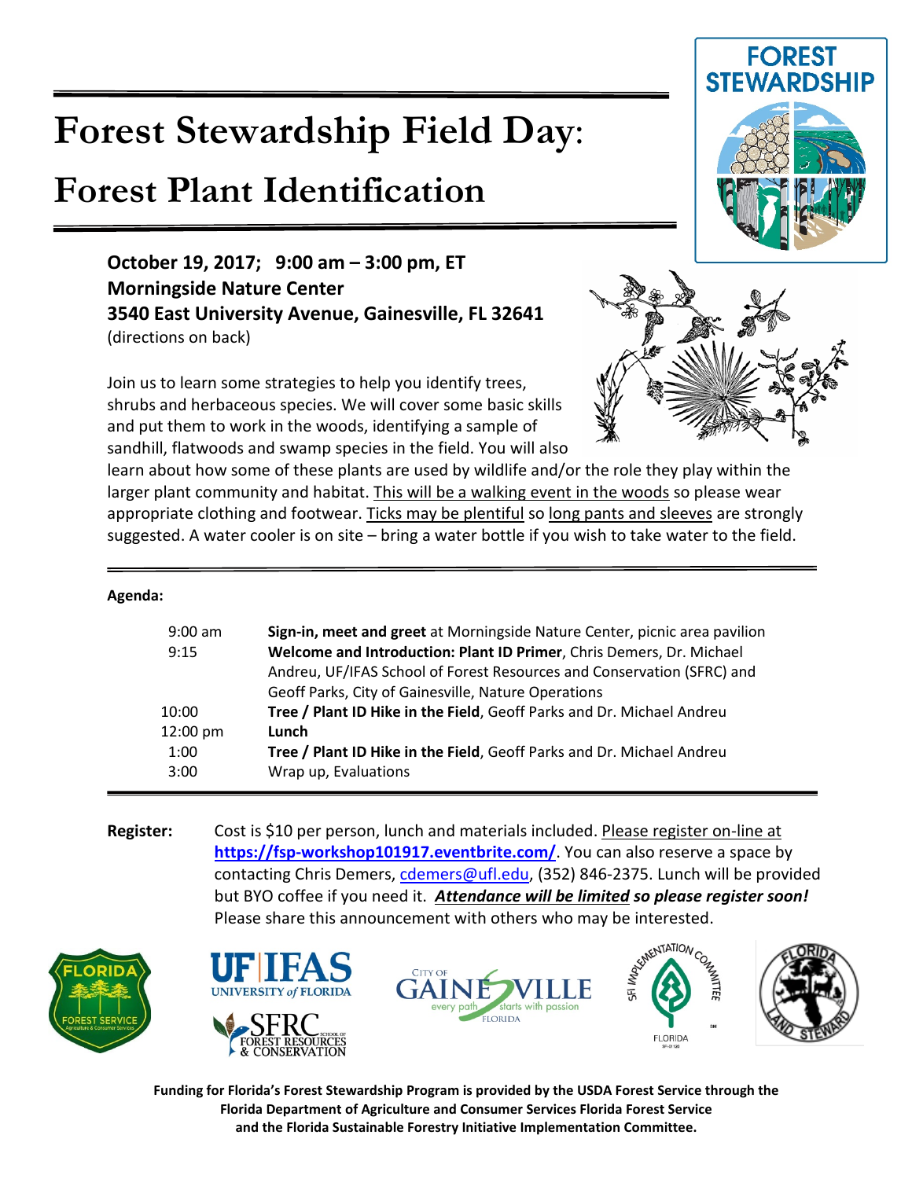# Forest Stewardship Field Day: Forest Plant Identification

**October 19, 2017; 9:00 am – 3:00 pm, ET**
**Morningside Nature Center**
**3540 East University Avenue, Gainesville, FL 32641**
(directions on back)

Join us to learn some strategies to help you identify trees, shrubs and herbaceous species. We will cover some basic skills and put them to work in the woods, identifying a sample of sandhill, flatwoods and swamp species in the field. You will also learn about how some of these plants are used by wildlife and/or the role they play within the larger plant community and habitat. This will be a walking event in the woods so please wear appropriate clothing and footwear. Ticks may be plentiful so long pants and sleeves are strongly suggested. A water cooler is on site – bring a water bottle if you wish to take water to the field.

**Agenda:**

| | |
|---|---|
| 9:00 am | **Sign-in, meet and greet** at Morningside Nature Center, picnic area pavilion |
| 9:15 | **Welcome and Introduction: Plant ID Primer**, Chris Demers, Dr. Michael Andreu, UF/IFAS School of Forest Resources and Conservation (SFRC) and Geoff Parks, City of Gainesville, Nature Operations |
| 10:00 | **Tree / Plant ID Hike in the Field**, Geoff Parks and Dr. Michael Andreu |
| 12:00 pm | **Lunch** |
| 1:00 | **Tree / Plant ID Hike in the Field**, Geoff Parks and Dr. Michael Andreu |
| 3:00 | Wrap up, Evaluations |

**Register:** Cost is $10 per person, lunch and materials included. Please register on-line at **https://fsp-workshop101917.eventbrite.com/**. You can also reserve a space by contacting Chris Demers, cdemers@ufl.edu, (352) 846-2375. Lunch will be provided but BYO coffee if you need it. ***Attendance will be limited so please register soon!*** Please share this announcement with others who may be interested.

**Funding for Florida's Forest Stewardship Program is provided by the USDA Forest Service through the Florida Department of Agriculture and Consumer Services Florida Forest Service and the Florida Sustainable Forestry Initiative Implementation Committee.**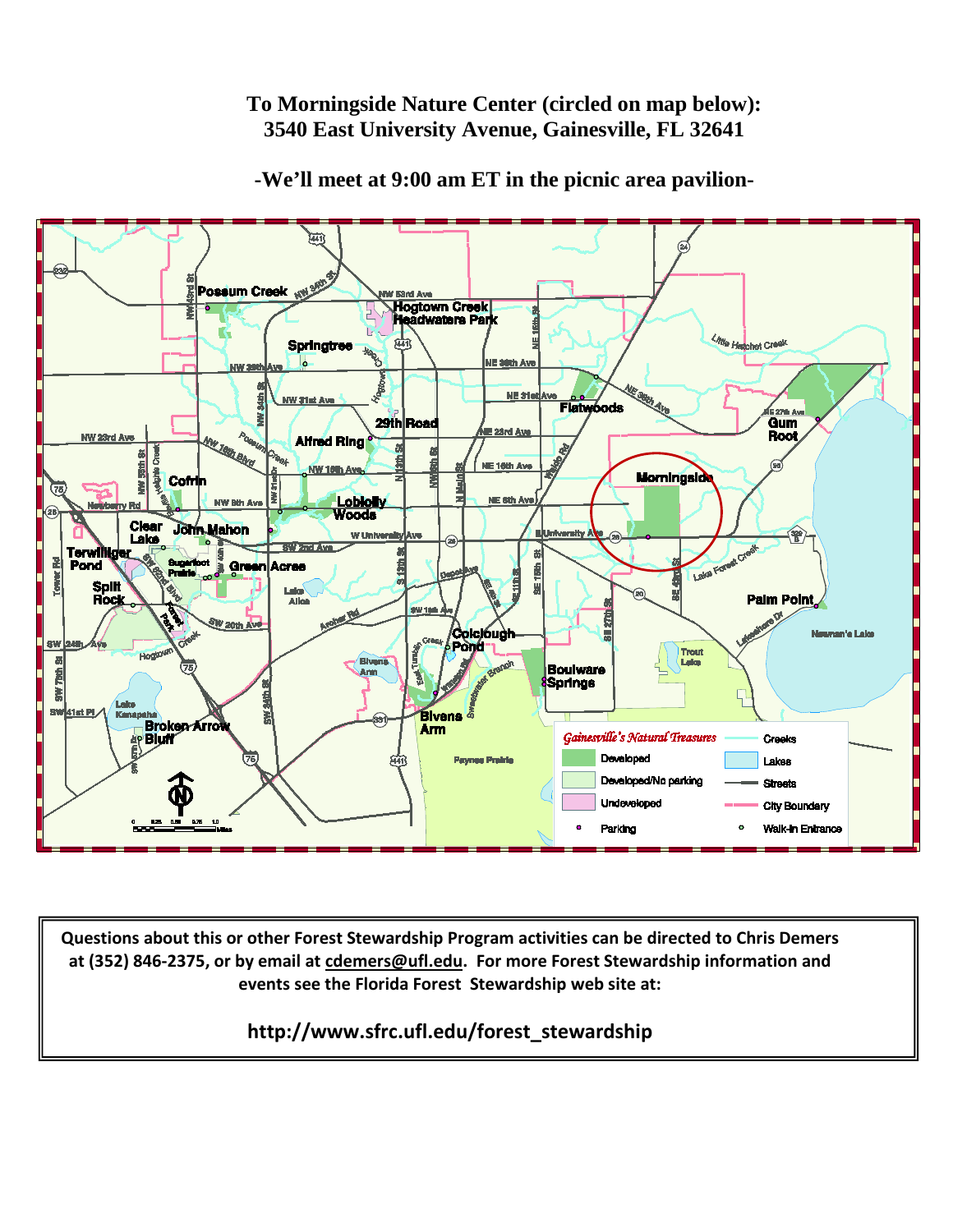**To Morningside Nature Center (circled on map below):**
**3540 East University Avenue, Gainesville, FL 32641**

**-We'll meet at 9:00 am ET in the picnic area pavilion-**

**Questions about this or other Forest Stewardship Program activities can be directed to Chris Demers at (352) 846-2375, or by email at cdemers@ufl.edu. For more Forest Stewardship information and events see the Florida Forest Stewardship web site at:**

**http://www.sfrc.ufl.edu/forest_stewardship**